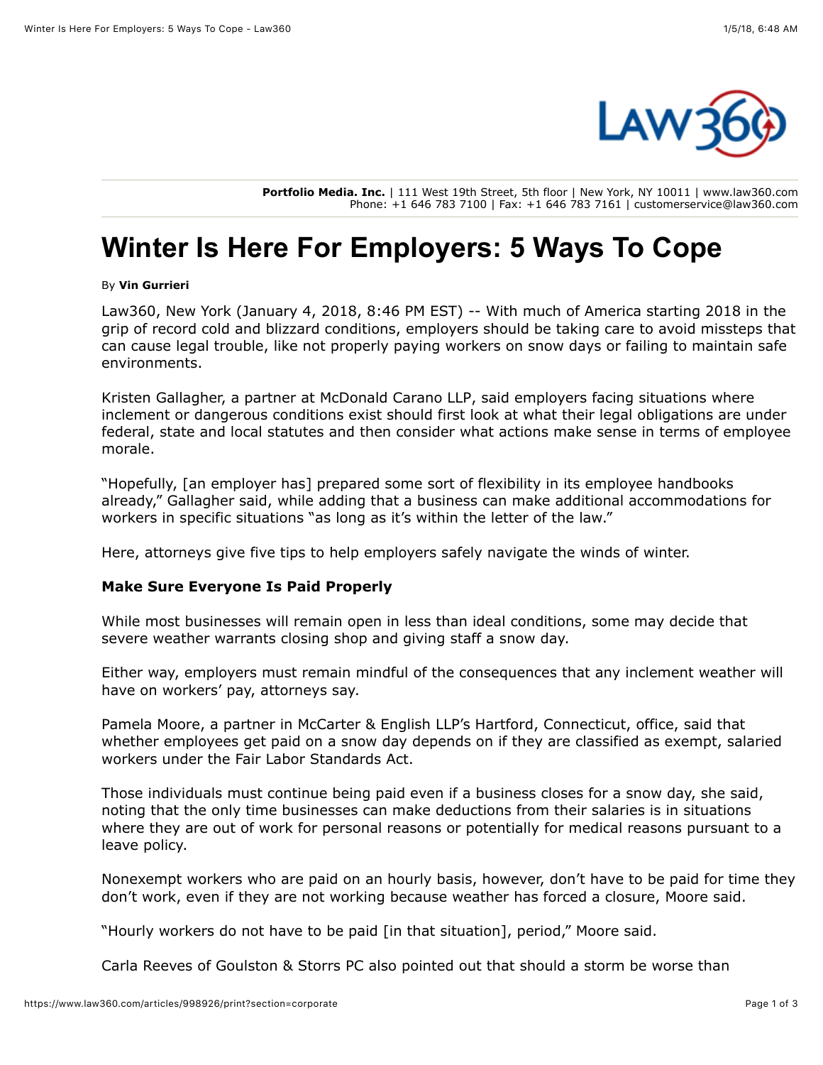# Winter Is Here For Employers: 5 Ways To Cope

By **Vin Gurrieri**

Law360, New York (January 4, 2018, 8:46 PM EST) -- With much of America starting 2018 in the grip of record cold and blizzard conditions, employers should be taking care to avoid missteps that can cause legal trouble, like not properly paying workers on snow days or failing to maintain safe environments.

Kristen Gallagher, a partner at McDonald Carano LLP, said employers facing situations where inclement or dangerous conditions exist should first look at what their legal obligations are under federal, state and local statutes and then consider what actions make sense in terms of employee morale.

"Hopefully, [an employer has] prepared some sort of flexibility in its employee handbooks already," Gallagher said, while adding that a business can make additional accommodations for workers in specific situations "as long as it's within the letter of the law."

Here, attorneys give five tips to help employers safely navigate the winds of winter.

**Make Sure Everyone Is Paid Properly**

While most businesses will remain open in less than ideal conditions, some may decide that severe weather warrants closing shop and giving staff a snow day.

Either way, employers must remain mindful of the consequences that any inclement weather will have on workers' pay, attorneys say.

Pamela Moore, a partner in McCarter & English LLP's Hartford, Connecticut, office, said that whether employees get paid on a snow day depends on if they are classified as exempt, salaried workers under the Fair Labor Standards Act.

Those individuals must continue being paid even if a business closes for a snow day, she said, noting that the only time businesses can make deductions from their salaries is in situations where they are out of work for personal reasons or potentially for medical reasons pursuant to a leave policy.

Nonexempt workers who are paid on an hourly basis, however, don't have to be paid for time they don't work, even if they are not working because weather has forced a closure, Moore said.

"Hourly workers do not have to be paid [in that situation], period," Moore said.

Carla Reeves of Goulston & Storrs PC also pointed out that should a storm be worse than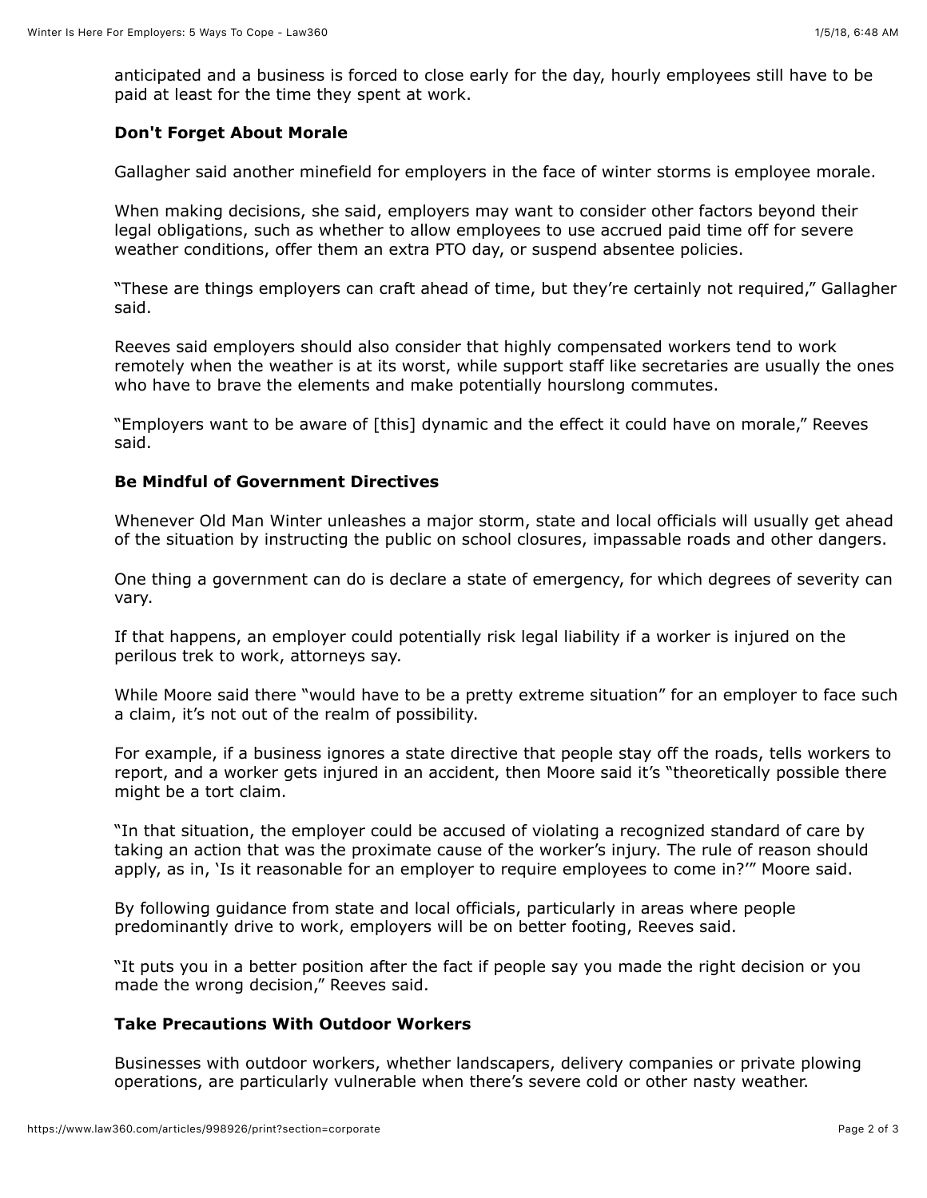anticipated and a business is forced to close early for the day, hourly employees still have to be paid at least for the time they spent at work.

### Don't Forget About Morale

Gallagher said another minefield for employers in the face of winter storms is employee morale.

When making decisions, she said, employers may want to consider other factors beyond their legal obligations, such as whether to allow employees to use accrued paid time off for severe weather conditions, offer them an extra PTO day, or suspend absentee policies.

"These are things employers can craft ahead of time, but they're certainly not required," Gallagher said.

Reeves said employers should also consider that highly compensated workers tend to work remotely when the weather is at its worst, while support staff like secretaries are usually the ones who have to brave the elements and make potentially hourslong commutes.

"Employers want to be aware of [this] dynamic and the effect it could have on morale," Reeves said.

### Be Mindful of Government Directives

Whenever Old Man Winter unleashes a major storm, state and local officials will usually get ahead of the situation by instructing the public on school closures, impassable roads and other dangers.

One thing a government can do is declare a state of emergency, for which degrees of severity can vary.

If that happens, an employer could potentially risk legal liability if a worker is injured on the perilous trek to work, attorneys say.

While Moore said there "would have to be a pretty extreme situation" for an employer to face such a claim, it's not out of the realm of possibility.

For example, if a business ignores a state directive that people stay off the roads, tells workers to report, and a worker gets injured in an accident, then Moore said it's "theoretically possible there might be a tort claim.

"In that situation, the employer could be accused of violating a recognized standard of care by taking an action that was the proximate cause of the worker's injury. The rule of reason should apply, as in, 'Is it reasonable for an employer to require employees to come in?'" Moore said.

By following guidance from state and local officials, particularly in areas where people predominantly drive to work, employers will be on better footing, Reeves said.

"It puts you in a better position after the fact if people say you made the right decision or you made the wrong decision," Reeves said.

### Take Precautions With Outdoor Workers

Businesses with outdoor workers, whether landscapers, delivery companies or private plowing operations, are particularly vulnerable when there's severe cold or other nasty weather.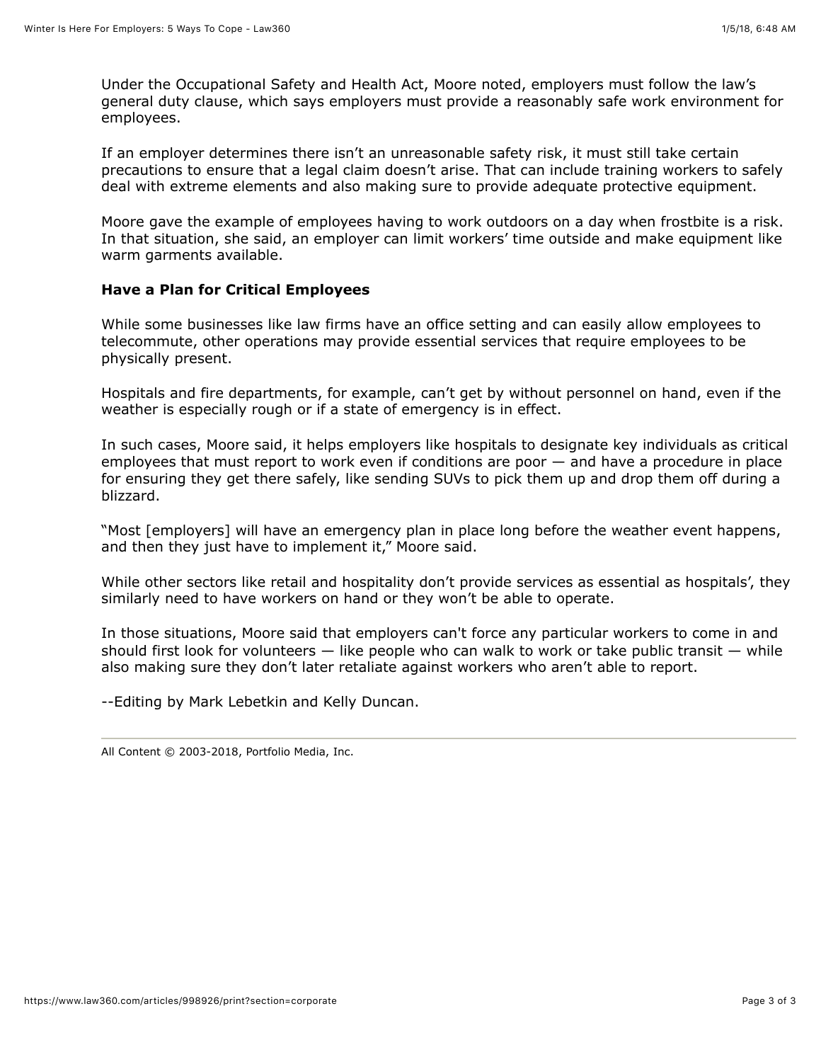Under the Occupational Safety and Health Act, Moore noted, employers must follow the law's general duty clause, which says employers must provide a reasonably safe work environment for employees.

If an employer determines there isn't an unreasonable safety risk, it must still take certain precautions to ensure that a legal claim doesn't arise. That can include training workers to safely deal with extreme elements and also making sure to provide adequate protective equipment.

Moore gave the example of employees having to work outdoors on a day when frostbite is a risk. In that situation, she said, an employer can limit workers' time outside and make equipment like warm garments available.

**Have a Plan for Critical Employees**

While some businesses like law firms have an office setting and can easily allow employees to telecommute, other operations may provide essential services that require employees to be physically present.

Hospitals and fire departments, for example, can't get by without personnel on hand, even if the weather is especially rough or if a state of emergency is in effect.

In such cases, Moore said, it helps employers like hospitals to designate key individuals as critical employees that must report to work even if conditions are poor — and have a procedure in place for ensuring they get there safely, like sending SUVs to pick them up and drop them off during a blizzard.

"Most [employers] will have an emergency plan in place long before the weather event happens, and then they just have to implement it," Moore said.

While other sectors like retail and hospitality don't provide services as essential as hospitals', they similarly need to have workers on hand or they won't be able to operate.

In those situations, Moore said that employers can't force any particular workers to come in and should first look for volunteers — like people who can walk to work or take public transit — while also making sure they don't later retaliate against workers who aren't able to report.

--Editing by Mark Lebetkin and Kelly Duncan.

---

All Content © 2003-2018, Portfolio Media, Inc.